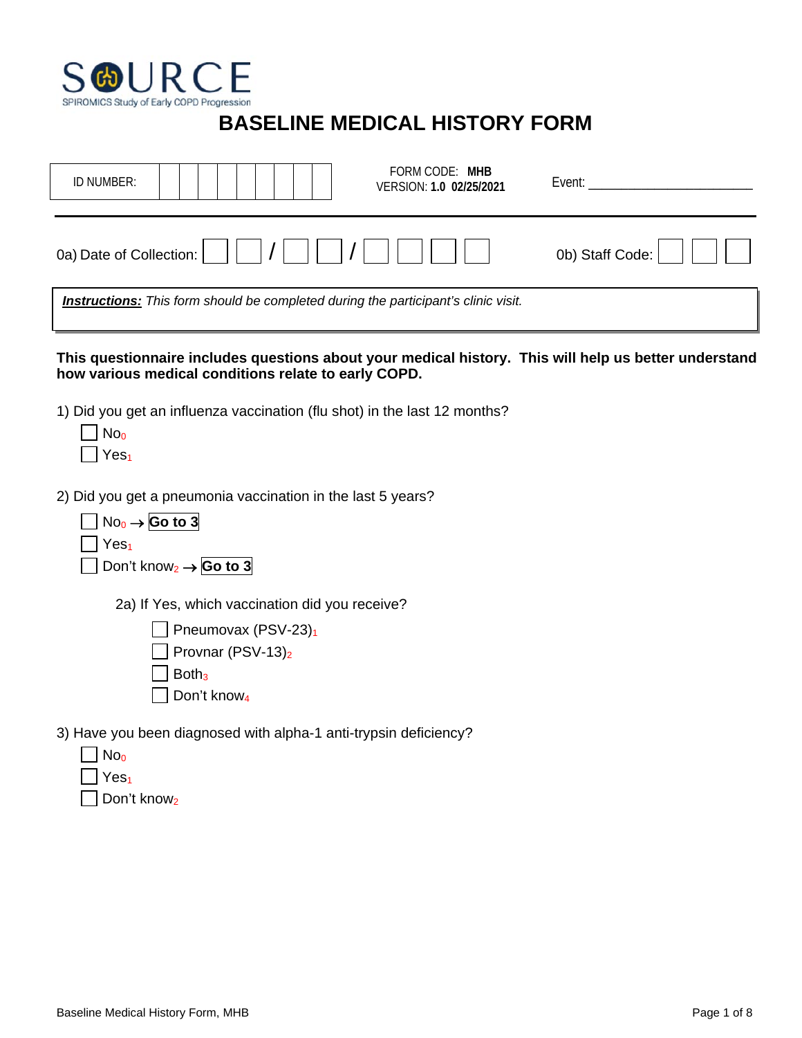SOURCE

SPIROMICS Study of Early COPD Progression

# BASELINE MEDICAL HISTORY FORM

| ID NUMBER: | | | | | | | | | | FORM CODE: **MHB** VERSION: **1.0 02/25/2021** | Event: ________________________ |
|---|---|---|---|---|---|---|---|---|---|---|---|

0a) Date of Collection: ☐☐ / ☐☐ / ☐☐☐☐        0b) Staff Code: ☐☐☐

***Instructions:*** *This form should be completed during the participant's clinic visit.*

**This questionnaire includes questions about your medical history. This will help us better understand how various medical conditions relate to early COPD.**

1) Did you get an influenza vaccination (flu shot) in the last 12 months?

- ☐ No$_0$
- ☐ Yes$_1$

2) Did you get a pneumonia vaccination in the last 5 years?

- ☐ No$_0$ → **Go to 3**
- ☐ Yes$_1$
- ☐ Don't know$_2$ → **Go to 3**

2a) If Yes, which vaccination did you receive?

- ☐ Pneumovax (PSV-23)$_1$
- ☐ Provnar (PSV-13)$_2$
- ☐ Both$_3$
- ☐ Don't know$_4$

3) Have you been diagnosed with alpha-1 anti-trypsin deficiency?

- ☐ No$_0$
- ☐ Yes$_1$
- ☐ Don't know$_2$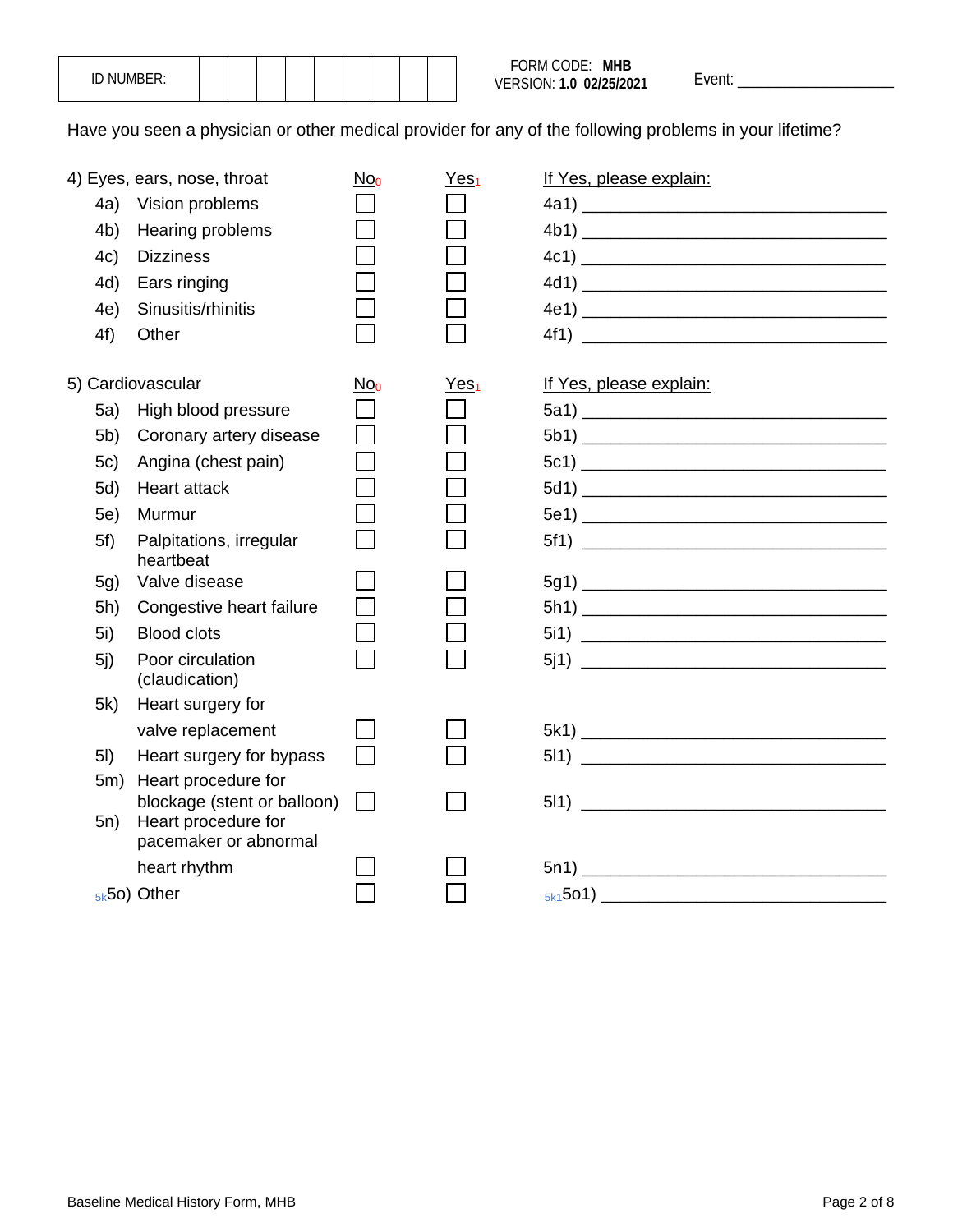| ID NUMBER: | | | | | | | | | |
|---|---|---|---|---|---|---|---|---|---|

FORM CODE: **MHB**
VERSION: **1.0 02/25/2021**

Event: ___________________

Have you seen a physician or other medical provider for any of the following problems in your lifetime?

| 4) Eyes, ears, nose, throat | No₀ | Yes₁ | If Yes, please explain: |
|---|---|---|---|
| 4a) Vision problems | ☐ | ☐ | 4a1) ______________________________ |
| 4b) Hearing problems | ☐ | ☐ | 4b1) ______________________________ |
| 4c) Dizziness | ☐ | ☐ | 4c1) ______________________________ |
| 4d) Ears ringing | ☐ | ☐ | 4d1) ______________________________ |
| 4e) Sinusitis/rhinitis | ☐ | ☐ | 4e1) ______________________________ |
| 4f) Other | ☐ | ☐ | 4f1) ______________________________ |

| 5) Cardiovascular | No₀ | Yes₁ | If Yes, please explain: |
|---|---|---|---|
| 5a) High blood pressure | ☐ | ☐ | 5a1) ______________________________ |
| 5b) Coronary artery disease | ☐ | ☐ | 5b1) ______________________________ |
| 5c) Angina (chest pain) | ☐ | ☐ | 5c1) ______________________________ |
| 5d) Heart attack | ☐ | ☐ | 5d1) ______________________________ |
| 5e) Murmur | ☐ | ☐ | 5e1) ______________________________ |
| 5f) Palpitations, irregular heartbeat | ☐ | ☐ | 5f1) ______________________________ |
| 5g) Valve disease | ☐ | ☐ | 5g1) ______________________________ |
| 5h) Congestive heart failure | ☐ | ☐ | 5h1) ______________________________ |
| 5i) Blood clots | ☐ | ☐ | 5i1) ______________________________ |
| 5j) Poor circulation (claudication) | ☐ | ☐ | 5j1) ______________________________ |
| 5k) Heart surgery for valve replacement | ☐ | ☐ | 5k1) ______________________________ |
| 5l) Heart surgery for bypass | ☐ | ☐ | 5l1) ______________________________ |
| 5m) Heart procedure for blockage (stent or balloon) | ☐ | ☐ | 5l1) ______________________________ |
| 5n) Heart procedure for pacemaker or abnormal heart rhythm | ☐ | ☐ | 5n1) ______________________________ |
| 5k5o) Other | ☐ | ☐ | 5k15o1) ______________________________ |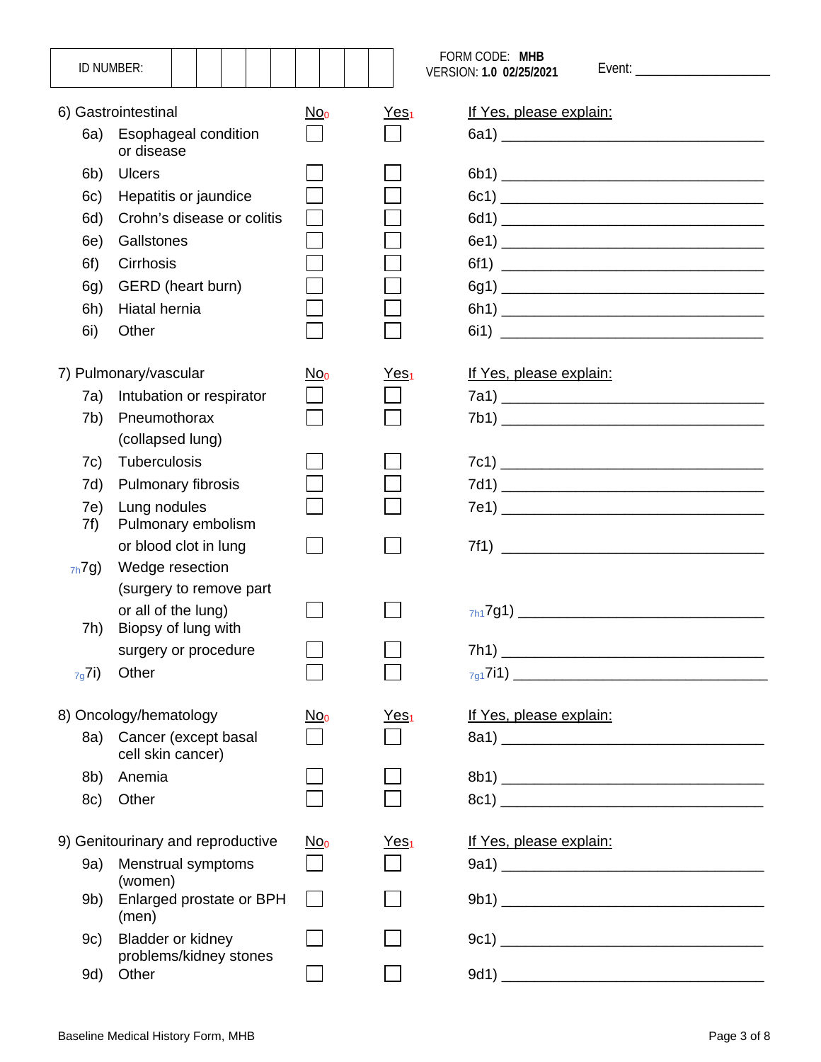| ID NUMBER: | | | | | | | | | |
|---|---|---|---|---|---|---|---|---|---|

FORM CODE: **MHB**
VERSION: **1.0 02/25/2021**

Event: ___________________

| 6) Gastrointestinal | No0 | Yes1 | If Yes, please explain: |
|---|---|---|---|
| 6a) Esophageal condition or disease | ☐ | ☐ | 6a1) ______________________________ |
| 6b) Ulcers | ☐ | ☐ | 6b1) ______________________________ |
| 6c) Hepatitis or jaundice | ☐ | ☐ | 6c1) ______________________________ |
| 6d) Crohn's disease or colitis | ☐ | ☐ | 6d1) ______________________________ |
| 6e) Gallstones | ☐ | ☐ | 6e1) ______________________________ |
| 6f) Cirrhosis | ☐ | ☐ | 6f1) ______________________________ |
| 6g) GERD (heart burn) | ☐ | ☐ | 6g1) ______________________________ |
| 6h) Hiatal hernia | ☐ | ☐ | 6h1) ______________________________ |
| 6i) Other | ☐ | ☐ | 6i1) ______________________________ |

| 7) Pulmonary/vascular | No0 | Yes1 | If Yes, please explain: |
|---|---|---|---|
| 7a) Intubation or respirator | ☐ | ☐ | 7a1) ______________________________ |
| 7b) Pneumothorax (collapsed lung) | ☐ | ☐ | 7b1) ______________________________ |
| 7c) Tuberculosis | ☐ | ☐ | 7c1) ______________________________ |
| 7d) Pulmonary fibrosis | ☐ | ☐ | 7d1) ______________________________ |
| 7e) Lung nodules | ☐ | ☐ | 7e1) ______________________________ |
| 7f) Pulmonary embolism or blood clot in lung | ☐ | ☐ | 7f1) ______________________________ |
| 7h 7g) Wedge resection (surgery to remove part or all of the lung) | ☐ | ☐ | 7h1 7g1) ______________________________ |
| 7h) Biopsy of lung with surgery or procedure | ☐ | ☐ | 7h1) ______________________________ |
| 7g 7i) Other | ☐ | ☐ | 7g1 7i1) ______________________________ |

| 8) Oncology/hematology | No0 | Yes1 | If Yes, please explain: |
|---|---|---|---|
| 8a) Cancer (except basal cell skin cancer) | ☐ | ☐ | 8a1) ______________________________ |
| 8b) Anemia | ☐ | ☐ | 8b1) ______________________________ |
| 8c) Other | ☐ | ☐ | 8c1) ______________________________ |

| 9) Genitourinary and reproductive | No0 | Yes1 | If Yes, please explain: |
|---|---|---|---|
| 9a) Menstrual symptoms (women) | ☐ | ☐ | 9a1) ______________________________ |
| 9b) Enlarged prostate or BPH (men) | ☐ | ☐ | 9b1) ______________________________ |
| 9c) Bladder or kidney problems/kidney stones | ☐ | ☐ | 9c1) ______________________________ |
| 9d) Other | ☐ | ☐ | 9d1) ______________________________ |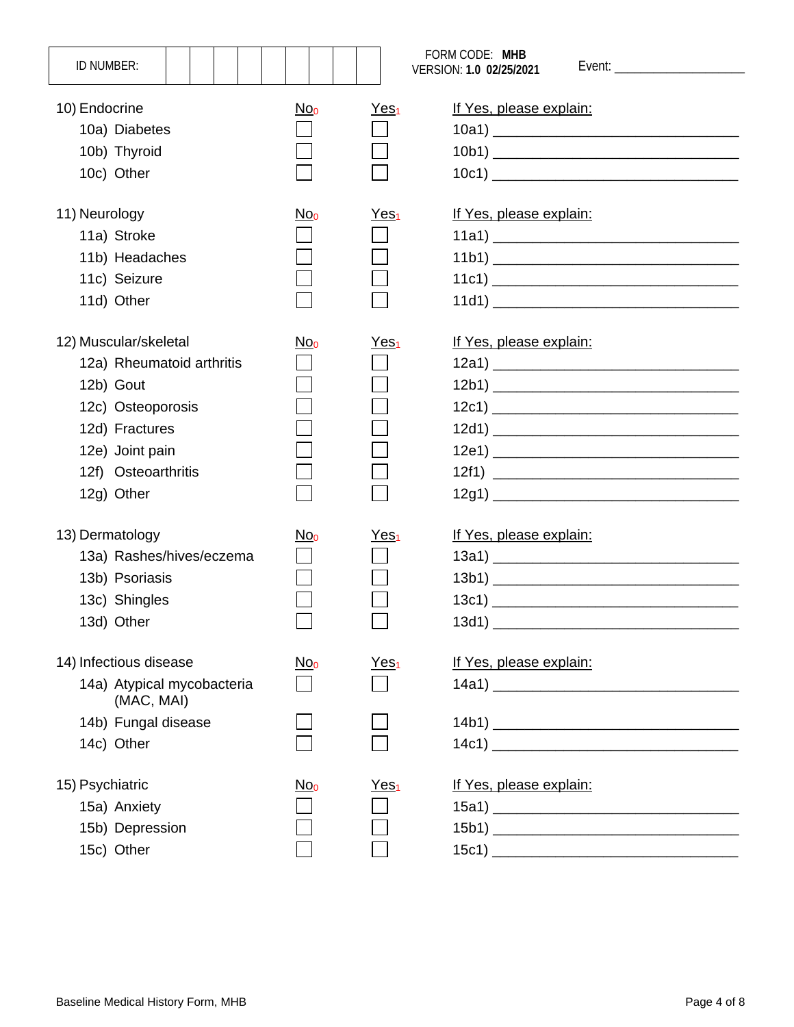| ID NUMBER: | | | | | | | | | |
|---|---|---|---|---|---|---|---|---|---|

FORM CODE: **MHB**
VERSION: **1.0 02/25/2021**

Event: ___________________

| 10) Endocrine | No$_0$ | Yes$_1$ | If Yes, please explain: |
|---|---|---|---|
| 10a) Diabetes | ☐ | ☐ | 10a1) ______________________________ |
| 10b) Thyroid | ☐ | ☐ | 10b1) ______________________________ |
| 10c) Other | ☐ | ☐ | 10c1) ______________________________ |

| 11) Neurology | No$_0$ | Yes$_1$ | If Yes, please explain: |
|---|---|---|---|
| 11a) Stroke | ☐ | ☐ | 11a1) ______________________________ |
| 11b) Headaches | ☐ | ☐ | 11b1) ______________________________ |
| 11c) Seizure | ☐ | ☐ | 11c1) ______________________________ |
| 11d) Other | ☐ | ☐ | 11d1) ______________________________ |

| 12) Muscular/skeletal | No$_0$ | Yes$_1$ | If Yes, please explain: |
|---|---|---|---|
| 12a) Rheumatoid arthritis | ☐ | ☐ | 12a1) ______________________________ |
| 12b) Gout | ☐ | ☐ | 12b1) ______________________________ |
| 12c) Osteoporosis | ☐ | ☐ | 12c1) ______________________________ |
| 12d) Fractures | ☐ | ☐ | 12d1) ______________________________ |
| 12e) Joint pain | ☐ | ☐ | 12e1) ______________________________ |
| 12f) Osteoarthritis | ☐ | ☐ | 12f1) ______________________________ |
| 12g) Other | ☐ | ☐ | 12g1) ______________________________ |

| 13) Dermatology | No$_0$ | Yes$_1$ | If Yes, please explain: |
|---|---|---|---|
| 13a) Rashes/hives/eczema | ☐ | ☐ | 13a1) ______________________________ |
| 13b) Psoriasis | ☐ | ☐ | 13b1) ______________________________ |
| 13c) Shingles | ☐ | ☐ | 13c1) ______________________________ |
| 13d) Other | ☐ | ☐ | 13d1) ______________________________ |

| 14) Infectious disease | No$_0$ | Yes$_1$ | If Yes, please explain: |
|---|---|---|---|
| 14a) Atypical mycobacteria (MAC, MAI) | ☐ | ☐ | 14a1) ______________________________ |
| 14b) Fungal disease | ☐ | ☐ | 14b1) ______________________________ |
| 14c) Other | ☐ | ☐ | 14c1) ______________________________ |

| 15) Psychiatric | No$_0$ | Yes$_1$ | If Yes, please explain: |
|---|---|---|---|
| 15a) Anxiety | ☐ | ☐ | 15a1) ______________________________ |
| 15b) Depression | ☐ | ☐ | 15b1) ______________________________ |
| 15c) Other | ☐ | ☐ | 15c1) ______________________________ |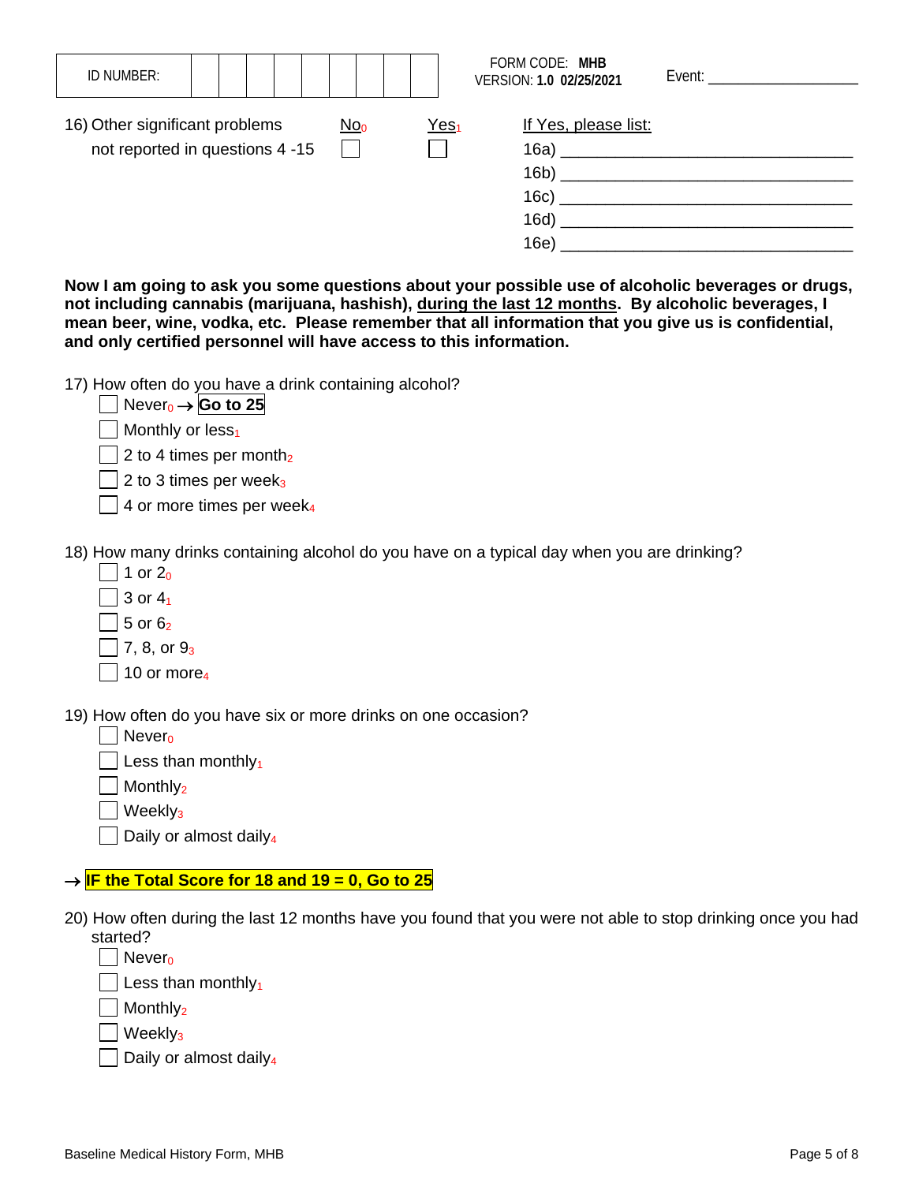| ID NUMBER: | | | | | | | | | |
|---|---|---|---|---|---|---|---|---|---|

FORM CODE: **MHB**
VERSION: **1.0 02/25/2021**

Event: ___________________

16) Other significant problems not reported in questions 4 -15

| No$_0$ | Yes$_1$ |
|---|---|
| ☐ | ☐ |

If Yes, please list:

16a) ________________________________
16b) ________________________________
16c) ________________________________
16d) ________________________________
16e) ________________________________

**Now I am going to ask you some questions about your possible use of alcoholic beverages or drugs, not including cannabis (marijuana, hashish), <u>during the last 12 months</u>. By alcoholic beverages, I mean beer, wine, vodka, etc. Please remember that all information that you give us is confidential, and only certified personnel will have access to this information.**

17) How often do you have a drink containing alcohol?

- ☐ Never$_0$ → **Go to 25**
- ☐ Monthly or less$_1$
- ☐ 2 to 4 times per month$_2$
- ☐ 2 to 3 times per week$_3$
- ☐ 4 or more times per week$_4$

18) How many drinks containing alcohol do you have on a typical day when you are drinking?

- ☐ 1 or 2$_0$
- ☐ 3 or 4$_1$
- ☐ 5 or 6$_2$
- ☐ 7, 8, or 9$_3$
- ☐ 10 or more$_4$

19) How often do you have six or more drinks on one occasion?

- ☐ Never$_0$
- ☐ Less than monthly$_1$
- ☐ Monthly$_2$
- ☐ Weekly$_3$
- ☐ Daily or almost daily$_4$

→ **IF the Total Score for 18 and 19 = 0, Go to 25**

20) How often during the last 12 months have you found that you were not able to stop drinking once you had started?

- ☐ Never$_0$
- ☐ Less than monthly$_1$
- ☐ Monthly$_2$
- ☐ Weekly$_3$
- ☐ Daily or almost daily$_4$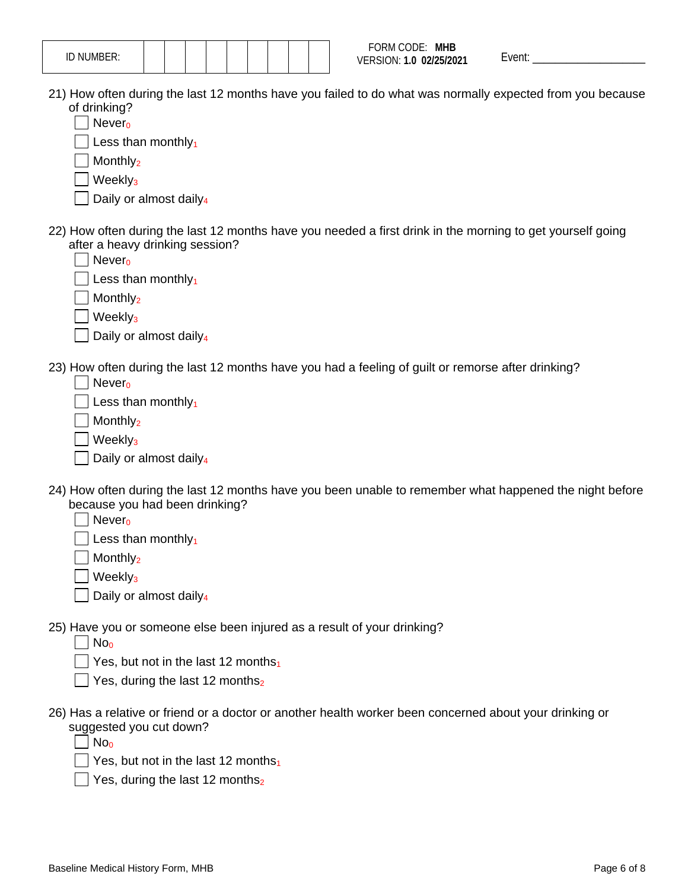| ID NUMBER: | | | | | | | | | |
|---|---|---|---|---|---|---|---|---|---|

FORM CODE: **MHB**
VERSION: **1.0 02/25/2021**

Event: ___________________

21) How often during the last 12 months have you failed to do what was normally expected from you because of drinking?

- ☐ Never$_0$
- ☐ Less than monthly$_1$
- ☐ Monthly$_2$
- ☐ Weekly$_3$
- ☐ Daily or almost daily$_4$

22) How often during the last 12 months have you needed a first drink in the morning to get yourself going after a heavy drinking session?

- ☐ Never$_0$
- ☐ Less than monthly$_1$
- ☐ Monthly$_2$
- ☐ Weekly$_3$
- ☐ Daily or almost daily$_4$

23) How often during the last 12 months have you had a feeling of guilt or remorse after drinking?

- ☐ Never$_0$
- ☐ Less than monthly$_1$
- ☐ Monthly$_2$
- ☐ Weekly$_3$
- ☐ Daily or almost daily$_4$

24) How often during the last 12 months have you been unable to remember what happened the night before because you had been drinking?

- ☐ Never$_0$
- ☐ Less than monthly$_1$
- ☐ Monthly$_2$
- ☐ Weekly$_3$
- ☐ Daily or almost daily$_4$

25) Have you or someone else been injured as a result of your drinking?

- ☐ No$_0$
- ☐ Yes, but not in the last 12 months$_1$
- ☐ Yes, during the last 12 months$_2$

26) Has a relative or friend or a doctor or another health worker been concerned about your drinking or suggested you cut down?

- ☐ No$_0$
- ☐ Yes, but not in the last 12 months$_1$
- ☐ Yes, during the last 12 months$_2$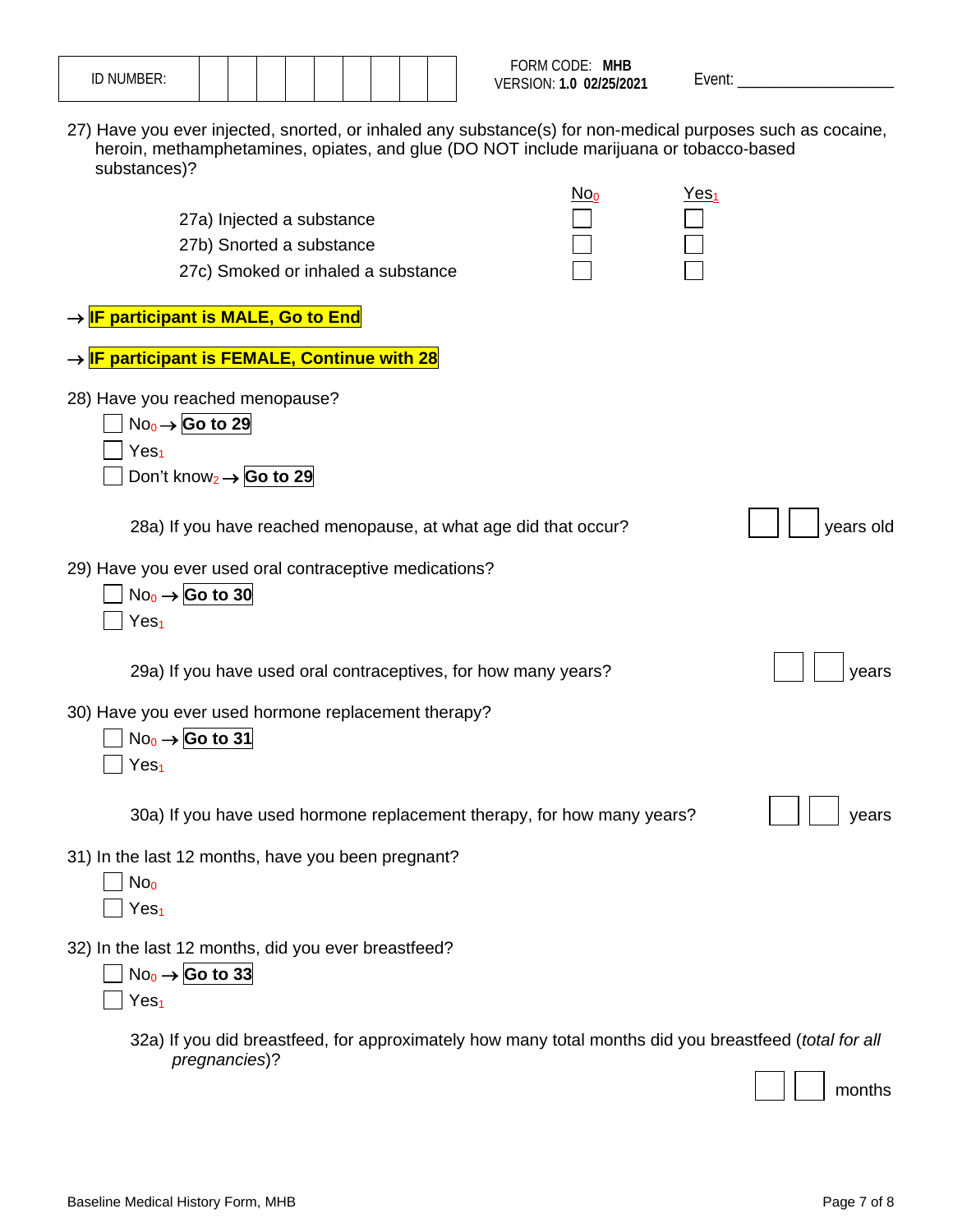| ID NUMBER: | | | | | | | | | |
|---|---|---|---|---|---|---|---|---|---|

FORM CODE: **MHB**
VERSION: **1.0 02/25/2021**

Event: ___________________

27) Have you ever injected, snorted, or inhaled any substance(s) for non-medical purposes such as cocaine, heroin, methamphetamines, opiates, and glue (DO NOT include marijuana or tobacco-based substances)?

| | No0 | Yes1 |
|---|---|---|
| 27a) Injected a substance | ☐ | ☐ |
| 27b) Snorted a substance | ☐ | ☐ |
| 27c) Smoked or inhaled a substance | ☐ | ☐ |

→ **IF participant is MALE, Go to End**

→ **IF participant is FEMALE, Continue with 28**

28) Have you reached menopause?

- ☐ No0 → **Go to 29**
- ☐ Yes1
- ☐ Don't know2 → **Go to 29**

28a) If you have reached menopause, at what age did that occur? ☐☐ years old

29) Have you ever used oral contraceptive medications?

- ☐ No0 → **Go to 30**
- ☐ Yes1

29a) If you have used oral contraceptives, for how many years? ☐☐ years

30) Have you ever used hormone replacement therapy?

- ☐ No0 → **Go to 31**
- ☐ Yes1

30a) If you have used hormone replacement therapy, for how many years? ☐☐ years

31) In the last 12 months, have you been pregnant?

- ☐ No0
- ☐ Yes1

32) In the last 12 months, did you ever breastfeed?

- ☐ No0 → **Go to 33**
- ☐ Yes1

32a) If you did breastfeed, for approximately how many total months did you breastfeed (*total for all pregnancies*)?

☐☐ months

Baseline Medical History Form, MHB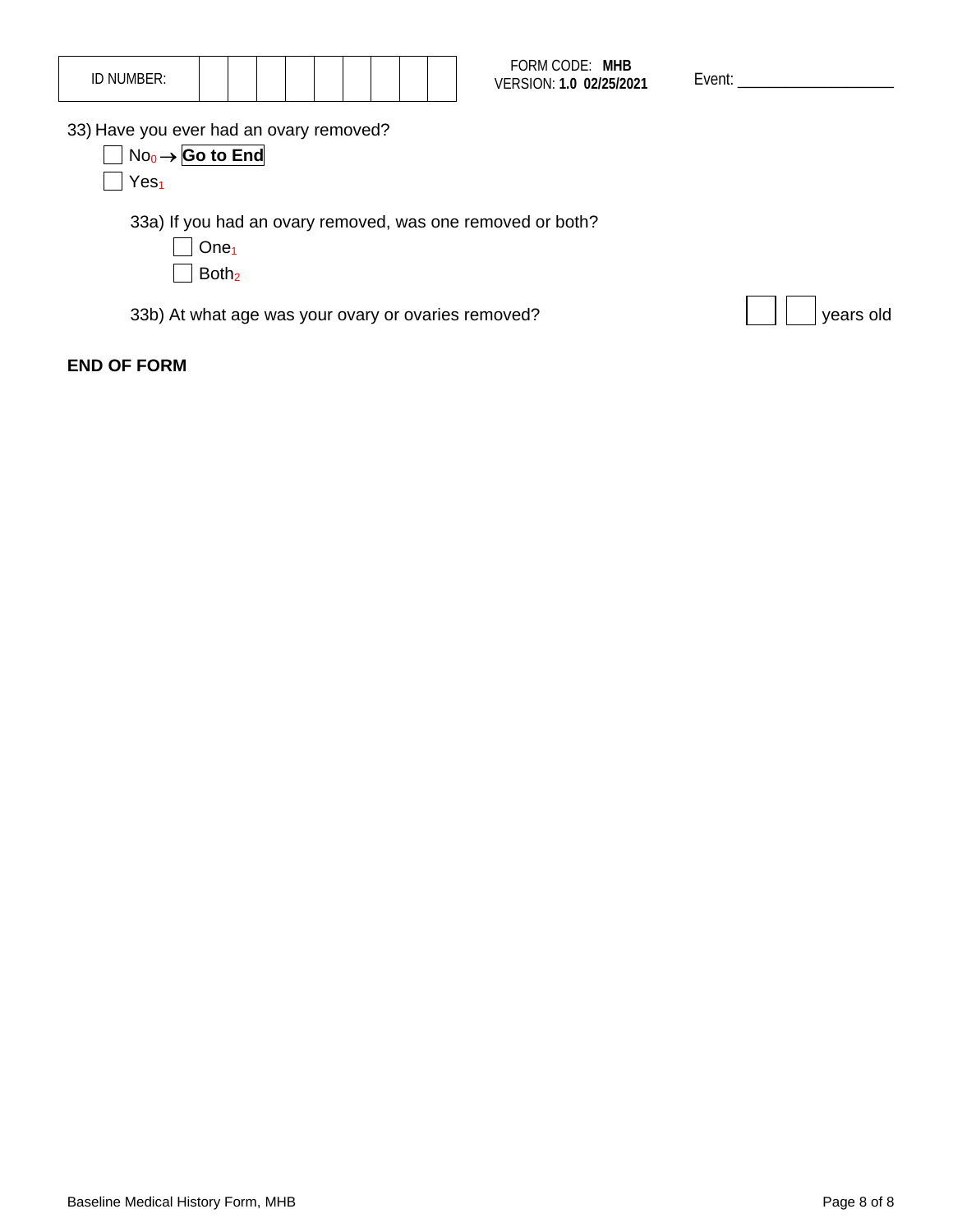ID NUMBER: | | | | | | | | | |

FORM CODE: **MHB**
VERSION: **1.0 02/25/2021**

Event: ____________________

33) Have you ever had an ovary removed?

- [ ] No[0] → **Go to End**
- [ ] Yes[1]

33a) If you had an ovary removed, was one removed or both?

- [ ] One[1]
- [ ] Both[2]

33b) At what age was your ovary or ovaries removed? | | | years old

**END OF FORM**